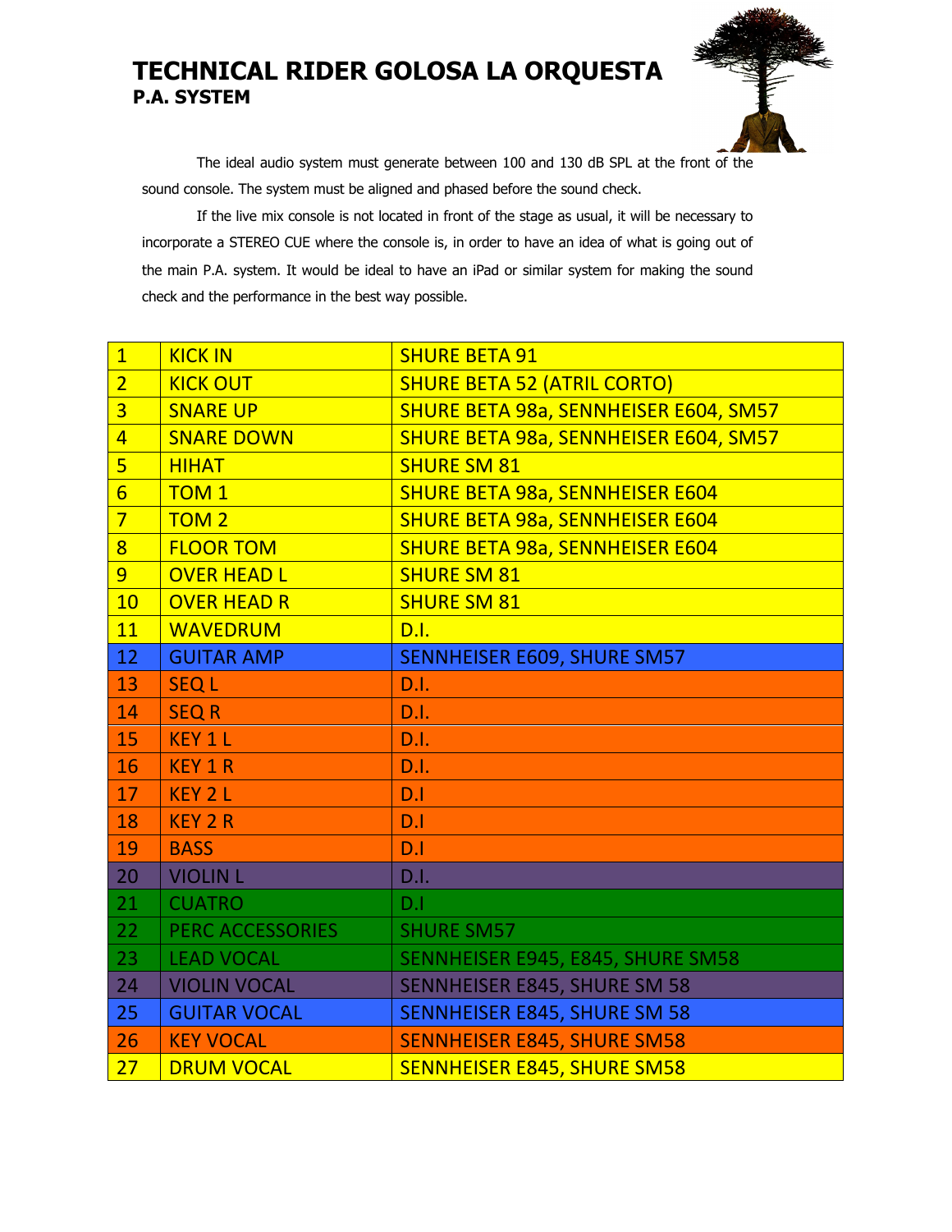# TECHNICAL RIDER GOLOSA LA ORQUESTA

## P.A. SYSTEM

The ideal audio system must generate between 100 and 130 dB SPL at the front of the sound console. The system must be aligned and phased before the sound check.

If the live mix console is not located in front of the stage as usual, it will be necessary to incorporate a STEREO CUE where the console is, in order to have an idea of what is going out of the main P.A. system. It would be ideal to have an iPad or similar system for making the sound check and the performance in the best way possible.

| | | |
|---|---|---|
| 1 | KICK IN | SHURE BETA 91 |
| 2 | KICK OUT | SHURE BETA 52 (ATRIL CORTO) |
| 3 | SNARE UP | SHURE BETA 98a, SENNHEISER E604, SM57 |
| 4 | SNARE DOWN | SHURE BETA 98a, SENNHEISER E604, SM57 |
| 5 | HIHAT | SHURE SM 81 |
| 6 | TOM 1 | SHURE BETA 98a, SENNHEISER E604 |
| 7 | TOM 2 | SHURE BETA 98a, SENNHEISER E604 |
| 8 | FLOOR TOM | SHURE BETA 98a, SENNHEISER E604 |
| 9 | OVER HEAD L | SHURE SM 81 |
| 10 | OVER HEAD R | SHURE SM 81 |
| 11 | WAVEDRUM | D.I. |
| 12 | GUITAR AMP | SENNHEISER E609, SHURE SM57 |
| 13 | SEQ L | D.I. |
| 14 | SEQ R | D.I. |
| 15 | KEY 1 L | D.I. |
| 16 | KEY 1 R | D.I. |
| 17 | KEY 2 L | D.I |
| 18 | KEY 2 R | D.I |
| 19 | BASS | D.I |
| 20 | VIOLIN L | D.I. |
| 21 | CUATRO | D.I |
| 22 | PERC ACCESSORIES | SHURE SM57 |
| 23 | LEAD VOCAL | SENNHEISER E945, E845, SHURE SM58 |
| 24 | VIOLIN VOCAL | SENNHEISER E845, SHURE SM 58 |
| 25 | GUITAR VOCAL | SENNHEISER E845, SHURE SM 58 |
| 26 | KEY VOCAL | SENNHEISER E845, SHURE SM58 |
| 27 | DRUM VOCAL | SENNHEISER E845, SHURE SM58 |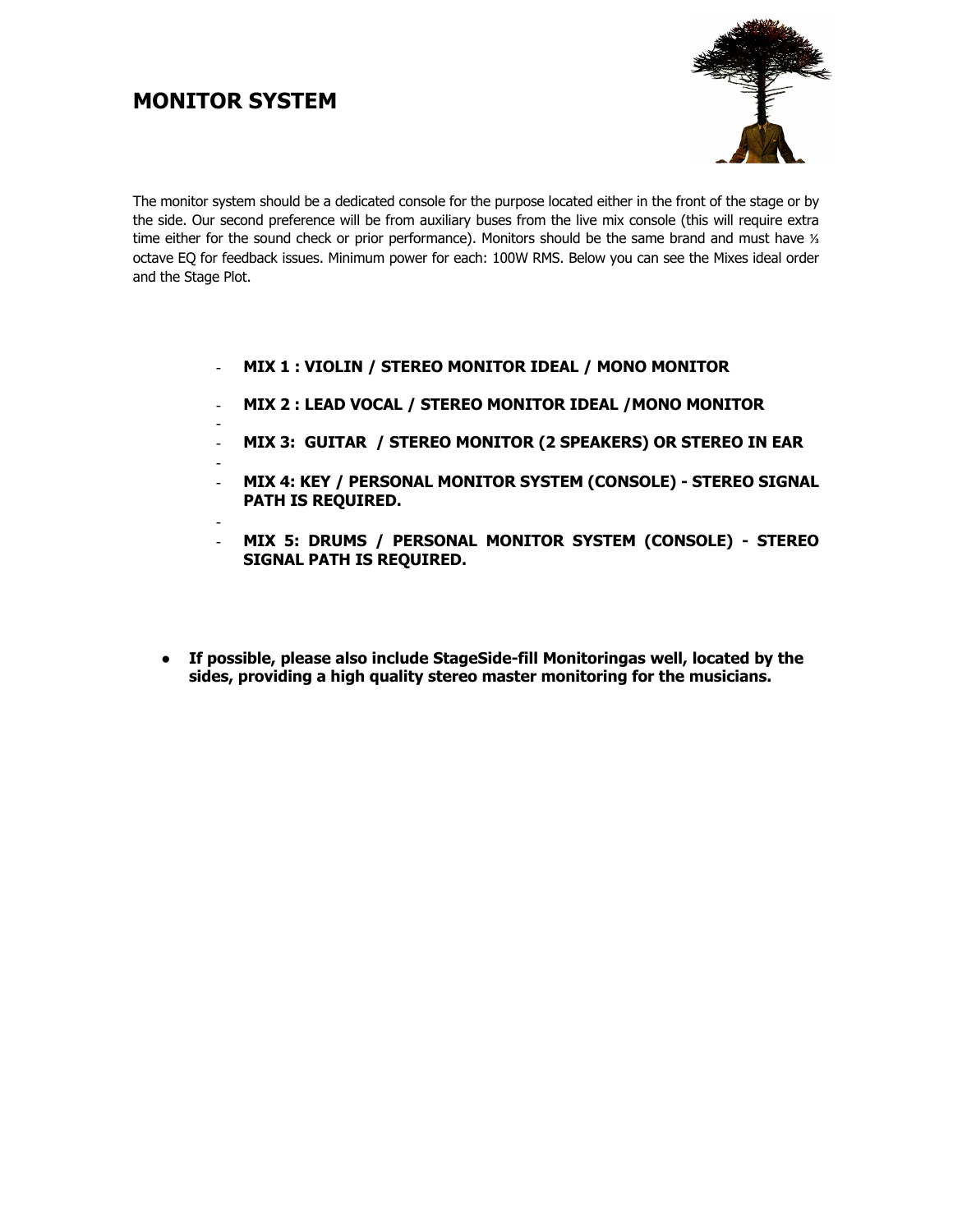## MONITOR SYSTEM

The monitor system should be a dedicated console for the purpose located either in the front of the stage or by the side. Our second preference will be from auxiliary buses from the live mix console (this will require extra time either for the sound check or prior performance). Monitors should be the same brand and must have ⅓ octave EQ for feedback issues. Minimum power for each: 100W RMS. Below you can see the Mixes ideal order and the Stage Plot.

- **MIX 1 : VIOLIN / STEREO MONITOR IDEAL / MONO MONITOR**
- **MIX 2 : LEAD VOCAL / STEREO MONITOR IDEAL /MONO MONITOR**
- **MIX 3: GUITAR / STEREO MONITOR (2 SPEAKERS) OR STEREO IN EAR**
- **MIX 4: KEY / PERSONAL MONITOR SYSTEM (CONSOLE) - STEREO SIGNAL PATH IS REQUIRED.**
- **MIX 5: DRUMS / PERSONAL MONITOR SYSTEM (CONSOLE) - STEREO SIGNAL PATH IS REQUIRED.**

- **If possible, please also include StageSide-fill Monitoringas well, located by the sides, providing a high quality stereo master monitoring for the musicians.**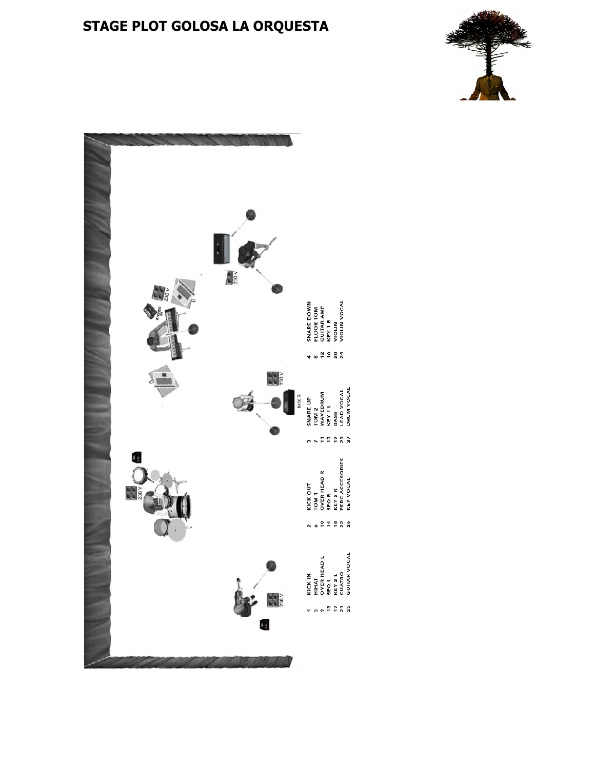# STAGE PLOT GOLOSA LA ORQUESTA

| | | | | | | | |
|---|---|---|---|---|---|---|---|
| 1 | KICK IN | 2 | KICK OUT | 3 | SNARE UP | 4 | SNARE DOWN |
| 5 | HIHAT | 6 | TOM 1 | 7 | TOM 2 | 8 | FLOOR TOM |
| 9 | OVER HEAD L | 10 | OVER HEAD R | 11 | WAVEDRUM | 12 | GUITAR AMP |
| 13 | SEQ L | 14 | SEQ R | 15 | KEY 1 L | 16 | KEY 1 R |
| 17 | KEY 2 L | 18 | KEY 2 R | 19 | BASS | 20 | VIOLIN |
| 21 | CUATRO | 22 | PERC ACCESORIES | 23 | LEAD VOCAL | 24 | VIOLIN VOCAL |
| 25 | GUITAR VOCAL | 26 | KEY VOCAL | 27 | DRUM VOCAL | | |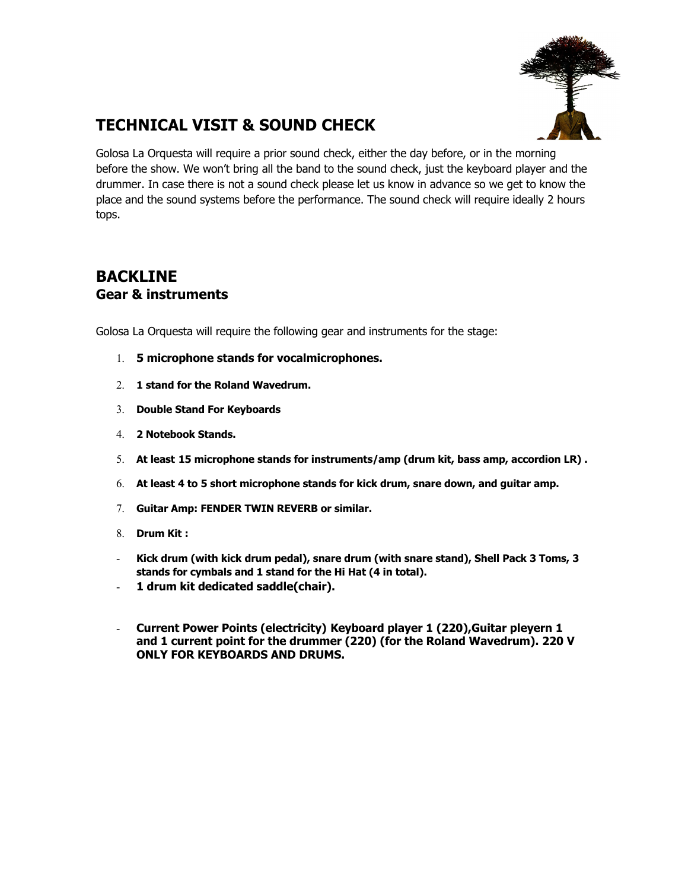## TECHNICAL VISIT & SOUND CHECK

Golosa La Orquesta will require a prior sound check, either the day before, or in the morning before the show. We won't bring all the band to the sound check, just the keyboard player and the drummer. In case there is not a sound check please let us know in advance so we get to know the place and the sound systems before the performance. The sound check will require ideally 2 hours tops.

## BACKLINE

### Gear & instruments

Golosa La Orquesta will require the following gear and instruments for the stage:

1. **5 microphone stands for vocalmicrophones.**
2. **1 stand for the Roland Wavedrum.**
3. **Double Stand For Keyboards**
4. **2 Notebook Stands.**
5. **At least 15 microphone stands for instruments/amp (drum kit, bass amp, accordion LR) .**
6. **At least 4 to 5 short microphone stands for kick drum, snare down, and guitar amp.**
7. **Guitar Amp: FENDER TWIN REVERB or similar.**
8. **Drum Kit :**

- **Kick drum (with kick drum pedal), snare drum (with snare stand), Shell Pack 3 Toms, 3 stands for cymbals and 1 stand for the Hi Hat (4 in total).**
- **1 drum kit dedicated saddle(chair).**

- **Current Power Points (electricity) Keyboard player 1 (220),Guitar pleyern 1 and 1 current point for the drummer (220) (for the Roland Wavedrum). 220 V ONLY FOR KEYBOARDS AND DRUMS.**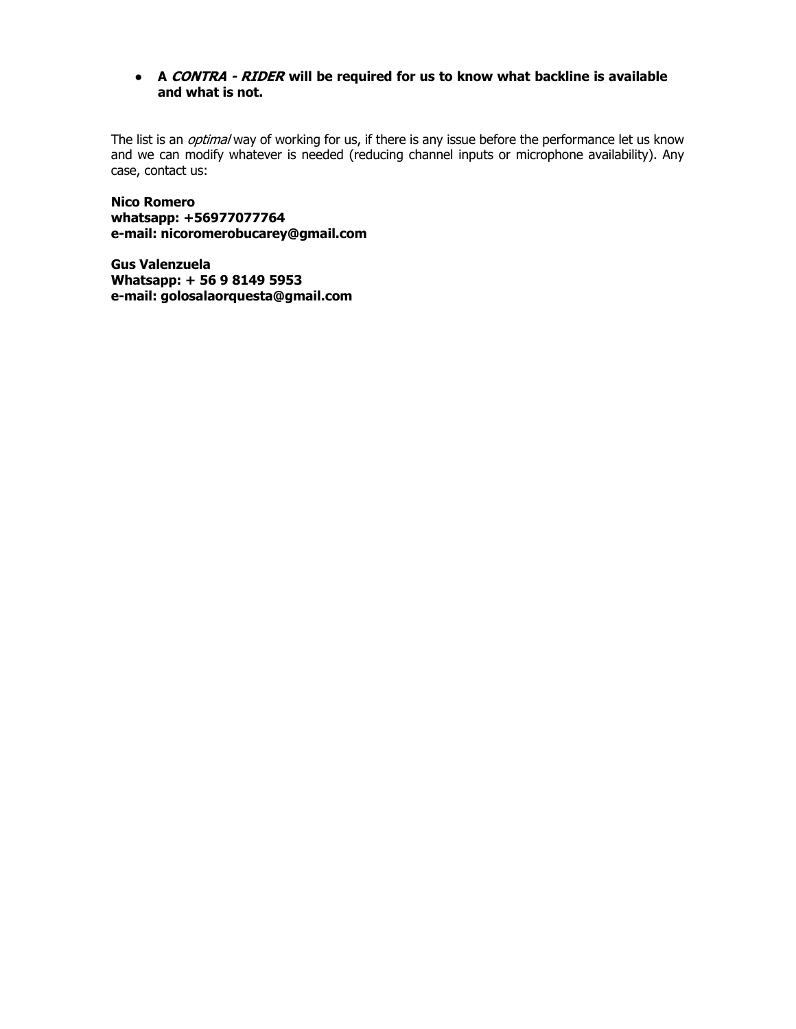- **A *CONTRA - RIDER* will be required for us to know what backline is available and what is not.**

The list is an *optimal* way of working for us, if there is any issue before the performance let us know and we can modify whatever is needed (reducing channel inputs or microphone availability). Any case, contact us:

**Nico Romero**
**whatsapp: +56977077764**
**e-mail: nicoromerobucarey@gmail.com**

**Gus Valenzuela**
**Whatsapp: + 56 9 8149 5953**
**e-mail: golosalaorquesta@gmail.com**